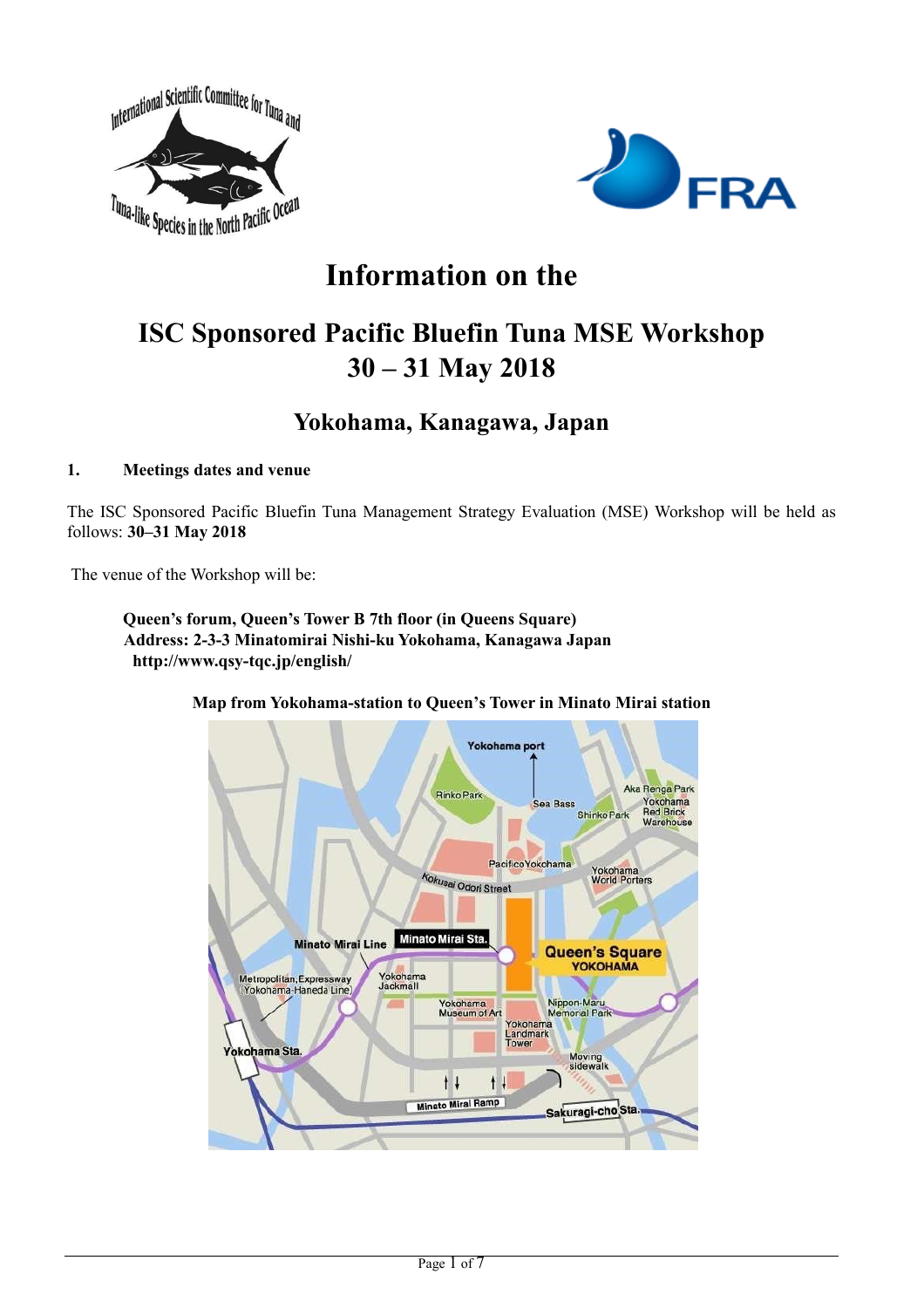# Information on the

# ISC Sponsored Pacific Bluefin Tuna MSE Workshop 30 – 31 May 2018

## Yokohama, Kanagawa, Japan

### 1. Meetings dates and venue

The ISC Sponsored Pacific Bluefin Tuna Management Strategy Evaluation (MSE) Workshop will be held as follows: **30–31 May 2018**

The venue of the Workshop will be:

> **Queen's forum, Queen's Tower B 7th floor (in Queens Square)**
> **Address: 2-3-3 Minatomirai Nishi-ku Yokohama, Kanagawa Japan**
> **http://www.qsy-tqc.jp/english/**

**Map from Yokohama-station to Queen's Tower in Minato Mirai station**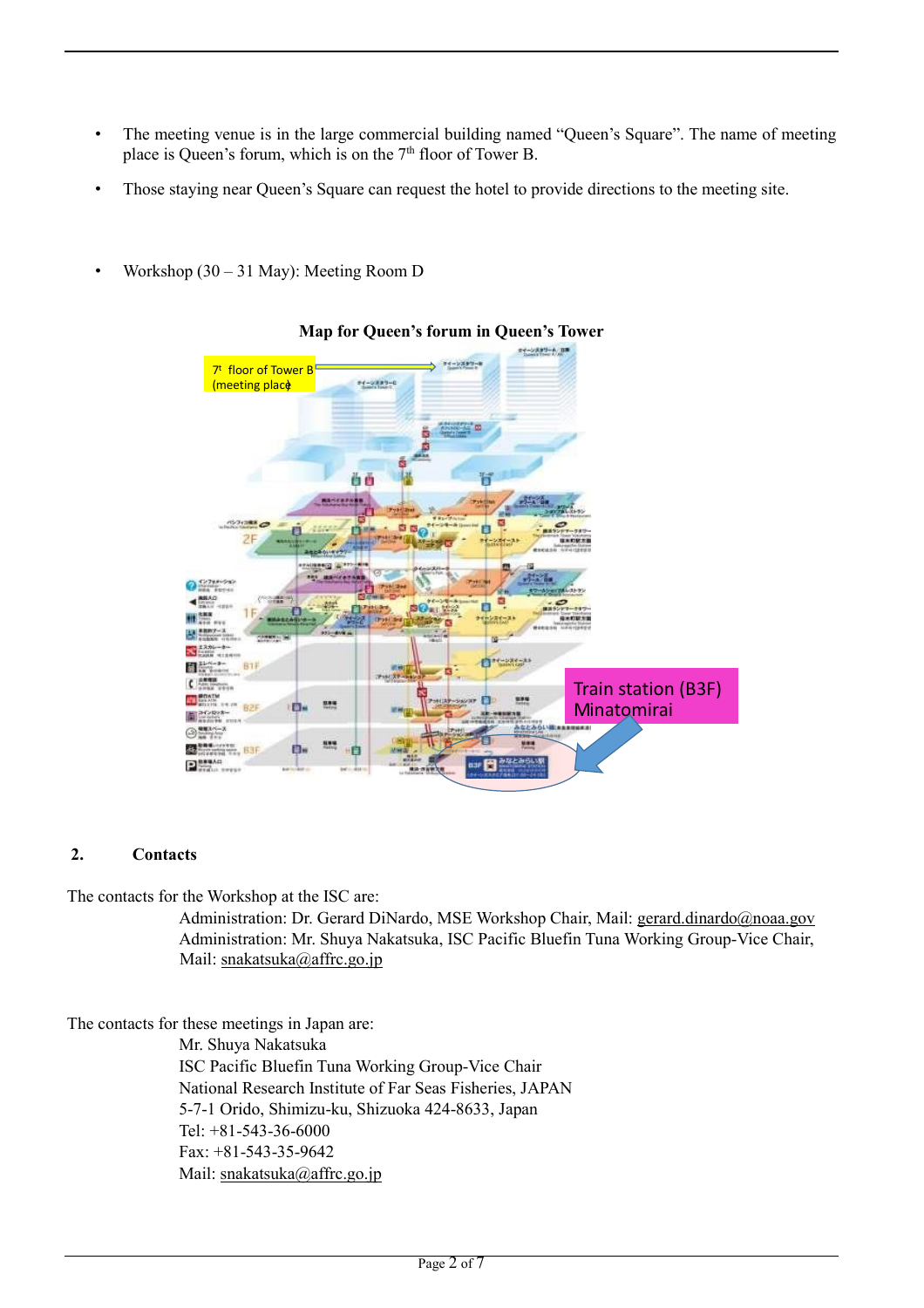- The meeting venue is in the large commercial building named "Queen's Square". The name of meeting place is Queen's forum, which is on the 7th floor of Tower B.
- Those staying near Queen's Square can request the hotel to provide directions to the meeting site.

- Workshop (30 – 31 May): Meeting Room D

**Map for Queen's forum in Queen's Tower**

7th floor of Tower B (meeting place)

Train station (B3F) Minatomirai

## 2. Contacts

The contacts for the Workshop at the ISC are:

Administration: Dr. Gerard DiNardo, MSE Workshop Chair, Mail: gerard.dinardo@noaa.gov
Administration: Mr. Shuya Nakatsuka, ISC Pacific Bluefin Tuna Working Group-Vice Chair, Mail: snakatsuka@affrc.go.jp

The contacts for these meetings in Japan are:

Mr. Shuya Nakatsuka
ISC Pacific Bluefin Tuna Working Group-Vice Chair
National Research Institute of Far Seas Fisheries, JAPAN
5-7-1 Orido, Shimizu-ku, Shizuoka 424-8633, Japan
Tel: +81-543-36-6000
Fax: +81-543-35-9642
Mail: snakatsuka@affrc.go.jp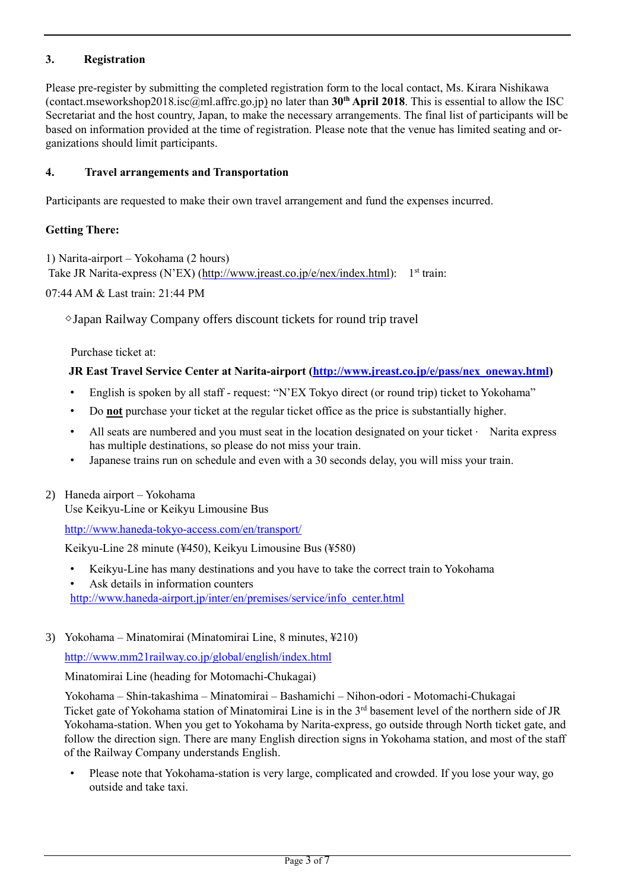## 3. Registration

Please pre-register by submitting the completed registration form to the local contact, Ms. Kirara Nishikawa (contact.mseworkshop2018.isc@ml.affrc.go.jp) no later than **30th April 2018**. This is essential to allow the ISC Secretariat and the host country, Japan, to make the necessary arrangements. The final list of participants will be based on information provided at the time of registration. Please note that the venue has limited seating and organizations should limit participants.

## 4. Travel arrangements and Transportation

Participants are requested to make their own travel arrangement and fund the expenses incurred.

**Getting There:**

1) Narita-airport – Yokohama (2 hours)
Take JR Narita-express (N'EX) (http://www.jreast.co.jp/e/nex/index.html): 1st train: 07:44 AM & Last train: 21:44 PM

◇Japan Railway Company offers discount tickets for round trip travel

Purchase ticket at:

**JR East Travel Service Center at Narita-airport (http://www.jreast.co.jp/e/pass/nex_oneway.html)**

- English is spoken by all staff - request: "N'EX Tokyo direct (or round trip) ticket to Yokohama"
- Do **not** purchase your ticket at the regular ticket office as the price is substantially higher.
- All seats are numbered and you must seat in the location designated on your ticket · Narita express has multiple destinations, so please do not miss your train.
- Japanese trains run on schedule and even with a 30 seconds delay, you will miss your train.

2) Haneda airport – Yokohama
Use Keikyu-Line or Keikyu Limousine Bus

http://www.haneda-tokyo-access.com/en/transport/

Keikyu-Line 28 minute (¥450), Keikyu Limousine Bus (¥580)

- Keikyu-Line has many destinations and you have to take the correct train to Yokohama
- Ask details in information counters
http://www.haneda-airport.jp/inter/en/premises/service/info_center.html

3) Yokohama – Minatomirai (Minatomirai Line, 8 minutes, ¥210)

http://www.mm21railway.co.jp/global/english/index.html

Minatomirai Line (heading for Motomachi-Chukagai)

Yokohama – Shin-takashima – Minatomirai – Bashamichi – Nihon-odori - Motomachi-Chukagai
Ticket gate of Yokohama station of Minatomirai Line is in the 3rd basement level of the northern side of JR Yokohama-station. When you get to Yokohama by Narita-express, go outside through North ticket gate, and follow the direction sign. There are many English direction signs in Yokohama station, and most of the staff of the Railway Company understands English.

- Please note that Yokohama-station is very large, complicated and crowded. If you lose your way, go outside and take taxi.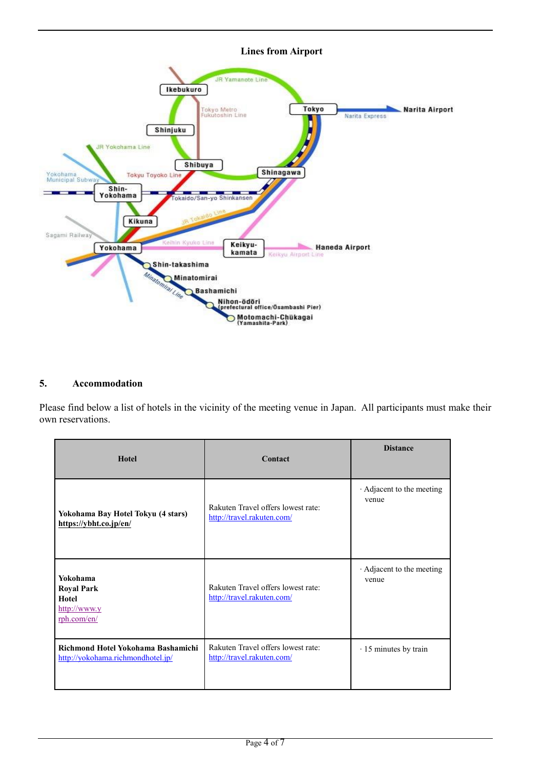**Lines from Airport**

## 5. Accommodation

Please find below a list of hotels in the vicinity of the meeting venue in Japan. All participants must make their own reservations.

| Hotel | Contact | Distance |
|---|---|---|
| **Yokohama Bay Hotel Tokyu (4 stars)** **https://ybht.co.jp/en/** | Rakuten Travel offers lowest rate: http://travel.rakuten.com/ | · Adjacent to the meeting venue |
| **Yokohama Royal Park Hotel** http://www.yrph.com/en/ | Rakuten Travel offers lowest rate: http://travel.rakuten.com/ | · Adjacent to the meeting venue |
| **Richmond Hotel Yokohama Bashamichi** http://yokohama.richmondhotel.jp/ | Rakuten Travel offers lowest rate: http://travel.rakuten.com/ | · 15 minutes by train |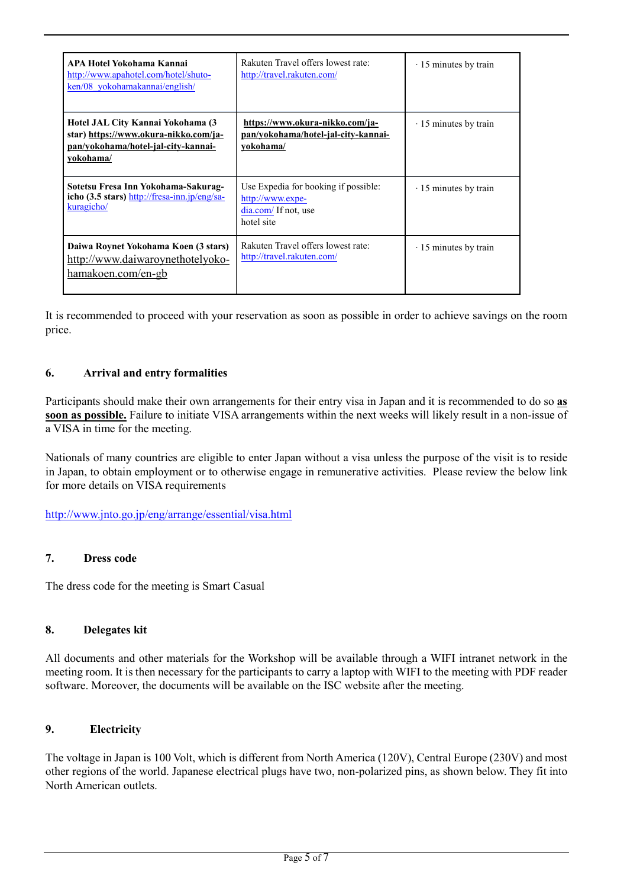| | | |
|---|---|---|
| **APA Hotel Yokohama Kannai** http://www.apahotel.com/hotel/shuto-ken/08_yokohamakannai/english/ | Rakuten Travel offers lowest rate: http://travel.rakuten.com/ | · 15 minutes by train |
| **Hotel JAL City Kannai Yokohama (3 star) https://www.okura-nikko.com/ja-pan/yokohama/hotel-jal-city-kannai-yokohama/** | **https://www.okura-nikko.com/ja-pan/yokohama/hotel-jal-city-kannai-yokohama/** | · 15 minutes by train |
| **Sotetsu Fresa Inn Yokohama-Sakuragicho (3.5 stars)** http://fresa-inn.jp/eng/sakuragicho/ | Use Expedia for booking if possible: http://www.expedia.com/ If not, use hotel site | · 15 minutes by train |
| **Daiwa Roynet Yokohama Koen (3 stars)** http://www.daiwaroynethotelyokohamakoen.com/en-gb | Rakuten Travel offers lowest rate: http://travel.rakuten.com/ | · 15 minutes by train |

It is recommended to proceed with your reservation as soon as possible in order to achieve savings on the room price.

## 6. Arrival and entry formalities

Participants should make their own arrangements for their entry visa in Japan and it is recommended to do so **as soon as possible.** Failure to initiate VISA arrangements within the next weeks will likely result in a non-issue of a VISA in time for the meeting.

Nationals of many countries are eligible to enter Japan without a visa unless the purpose of the visit is to reside in Japan, to obtain employment or to otherwise engage in remunerative activities. Please review the below link for more details on VISA requirements

http://www.jnto.go.jp/eng/arrange/essential/visa.html

## 7. Dress code

The dress code for the meeting is Smart Casual

## 8. Delegates kit

All documents and other materials for the Workshop will be available through a WIFI intranet network in the meeting room. It is then necessary for the participants to carry a laptop with WIFI to the meeting with PDF reader software. Moreover, the documents will be available on the ISC website after the meeting.

## 9. Electricity

The voltage in Japan is 100 Volt, which is different from North America (120V), Central Europe (230V) and most other regions of the world. Japanese electrical plugs have two, non-polarized pins, as shown below. They fit into North American outlets.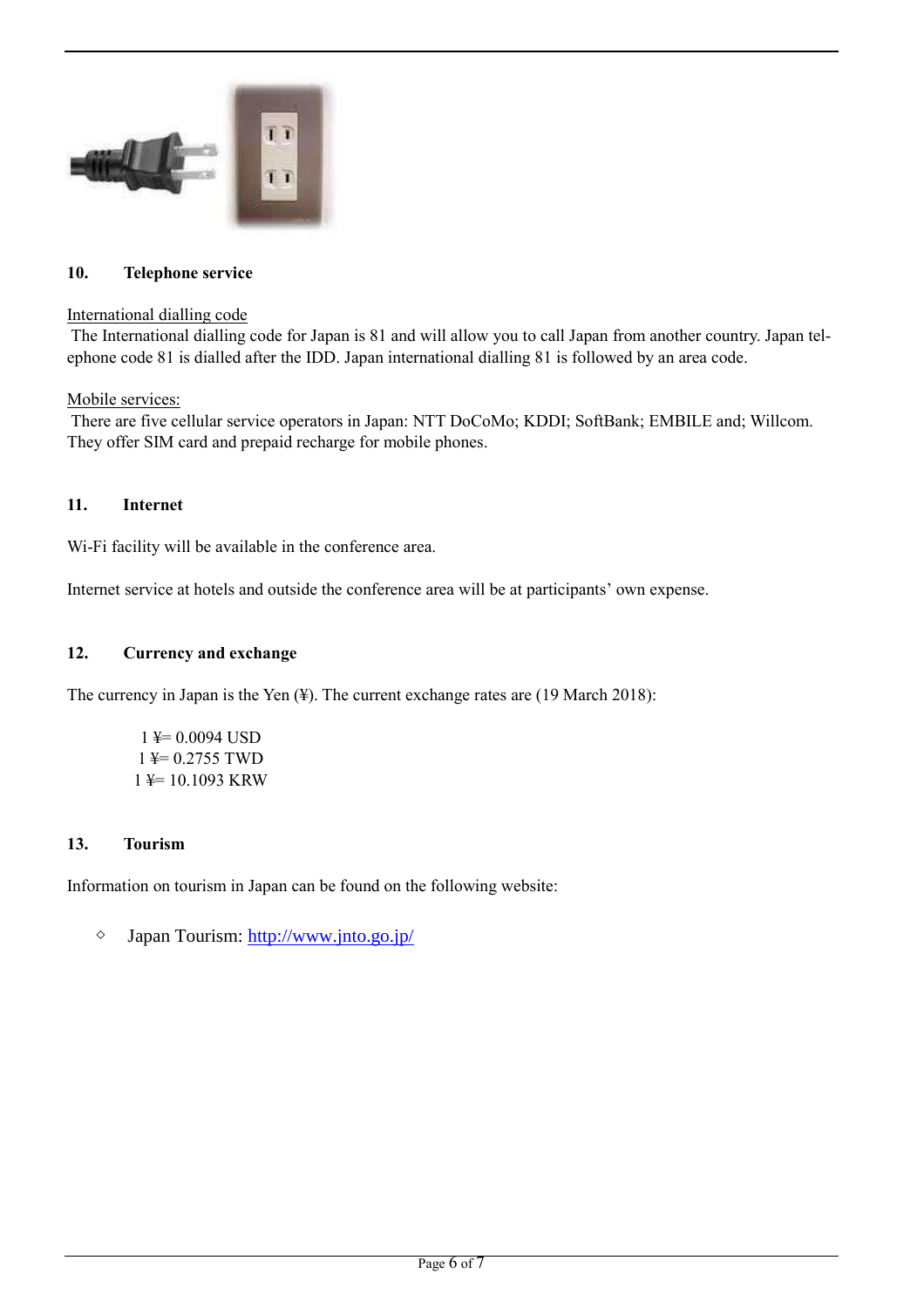## 10. Telephone service

International dialling code

The International dialling code for Japan is 81 and will allow you to call Japan from another country. Japan telephone code 81 is dialled after the IDD. Japan international dialling 81 is followed by an area code.

Mobile services:

There are five cellular service operators in Japan: NTT DoCoMo; KDDI; SoftBank; EMBILE and; Willcom. They offer SIM card and prepaid recharge for mobile phones.

## 11. Internet

Wi-Fi facility will be available in the conference area.

Internet service at hotels and outside the conference area will be at participants' own expense.

## 12. Currency and exchange

The currency in Japan is the Yen (¥). The current exchange rates are (19 March 2018):

1 ¥= 0.0094 USD
1 ¥= 0.2755 TWD
1 ¥= 10.1093 KRW

## 13. Tourism

Information on tourism in Japan can be found on the following website:

- Japan Tourism: http://www.jnto.go.jp/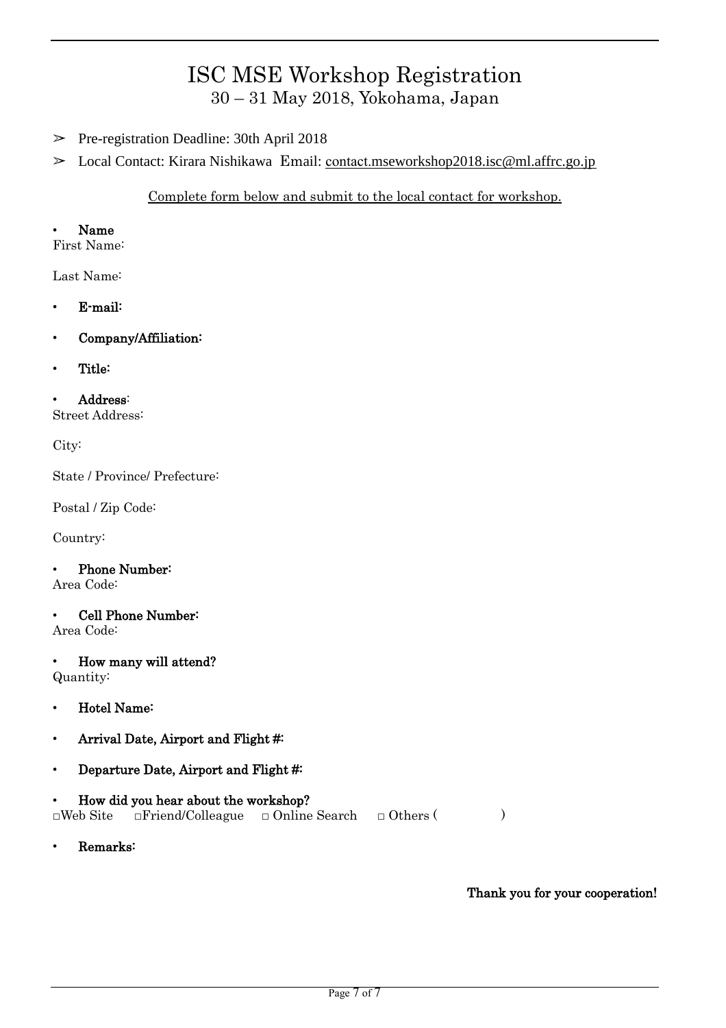# ISC MSE Workshop Registration

30 – 31 May 2018, Yokohama, Japan

- ➢ Pre-registration Deadline: 30th April 2018
- ➢ Local Contact: Kirara Nishikawa Email: contact.mseworkshop2018.isc@ml.affrc.go.jp

Complete form below and submit to the local contact for workshop.

- **Name**

First Name:

Last Name:

- **E-mail:**
- **Company/Affiliation:**
- **Title:**
- **Address:**

Street Address:

City:

State / Province/ Prefecture:

Postal / Zip Code:

Country:

- **Phone Number:**

Area Code:

- **Cell Phone Number:**

Area Code:

- **How many will attend?**

Quantity:

- **Hotel Name:**
- **Arrival Date, Airport and Flight #:**
- **Departure Date, Airport and Flight #:**
- **How did you hear about the workshop?**

□Web Site □Friend/Colleague □ Online Search □ Others ( )

- **Remarks:**

**Thank you for your cooperation!**